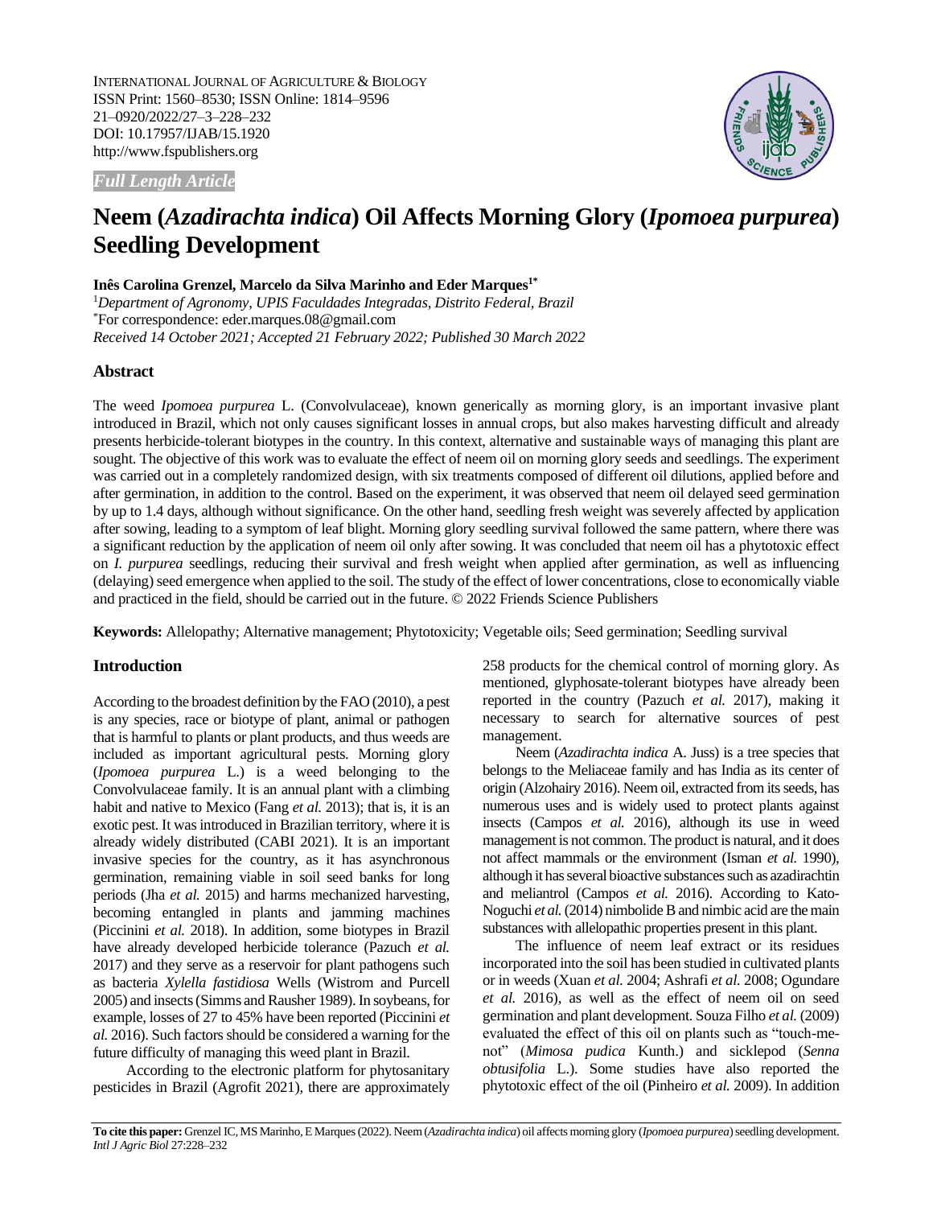INTERNATIONAL JOURNAL OF AGRICULTURE & BIOLOGY
ISSN Print: 1560–8530; ISSN Online: 1814–9596
21–0920/2022/27–3–228–232
DOI: 10.17957/IJAB/15.1920
http://www.fspublishers.org

*Full Length Article*

# Neem (*Azadirachta indica*) Oil Affects Morning Glory (*Ipomoea purpurea*) Seedling Development

**Inês Carolina Grenzel, Marcelo da Silva Marinho and Eder Marques[1*]**

[1]*Department of Agronomy, UPIS Faculdades Integradas, Distrito Federal, Brazil*
[*]For correspondence: eder.marques.08@gmail.com
*Received 14 October 2021; Accepted 21 February 2022; Published 30 March 2022*

## Abstract

The weed *Ipomoea purpurea* L. (Convolvulaceae), known generically as morning glory, is an important invasive plant introduced in Brazil, which not only causes significant losses in annual crops, but also makes harvesting difficult and already presents herbicide-tolerant biotypes in the country. In this context, alternative and sustainable ways of managing this plant are sought. The objective of this work was to evaluate the effect of neem oil on morning glory seeds and seedlings. The experiment was carried out in a completely randomized design, with six treatments composed of different oil dilutions, applied before and after germination, in addition to the control. Based on the experiment, it was observed that neem oil delayed seed germination by up to 1.4 days, although without significance. On the other hand, seedling fresh weight was severely affected by application after sowing, leading to a symptom of leaf blight. Morning glory seedling survival followed the same pattern, where there was a significant reduction by the application of neem oil only after sowing. It was concluded that neem oil has a phytotoxic effect on *I. purpurea* seedlings, reducing their survival and fresh weight when applied after germination, as well as influencing (delaying) seed emergence when applied to the soil. The study of the effect of lower concentrations, close to economically viable and practiced in the field, should be carried out in the future. © 2022 Friends Science Publishers

**Keywords:** Allelopathy; Alternative management; Phytotoxicity; Vegetable oils; Seed germination; Seedling survival

## Introduction

According to the broadest definition by the FAO (2010), a pest is any species, race or biotype of plant, animal or pathogen that is harmful to plants or plant products, and thus weeds are included as important agricultural pests. Morning glory (*Ipomoea purpurea* L.) is a weed belonging to the Convolvulaceae family. It is an annual plant with a climbing habit and native to Mexico (Fang *et al.* 2013); that is, it is an exotic pest. It was introduced in Brazilian territory, where it is already widely distributed (CABI 2021). It is an important invasive species for the country, as it has asynchronous germination, remaining viable in soil seed banks for long periods (Jha *et al.* 2015) and harms mechanized harvesting, becoming entangled in plants and jamming machines (Piccinini *et al.* 2018). In addition, some biotypes in Brazil have already developed herbicide tolerance (Pazuch *et al.* 2017) and they serve as a reservoir for plant pathogens such as bacteria *Xylella fastidiosa* Wells (Wistrom and Purcell 2005) and insects (Simms and Rausher 1989). In soybeans, for example, losses of 27 to 45% have been reported (Piccinini *et al.* 2016). Such factors should be considered a warning for the future difficulty of managing this weed plant in Brazil.

According to the electronic platform for phytosanitary pesticides in Brazil (Agrofit 2021), there are approximately 258 products for the chemical control of morning glory. As mentioned, glyphosate-tolerant biotypes have already been reported in the country (Pazuch *et al.* 2017), making it necessary to search for alternative sources of pest management.

Neem (*Azadirachta indica* A. Juss) is a tree species that belongs to the Meliaceae family and has India as its center of origin (Alzohairy 2016). Neem oil, extracted from its seeds, has numerous uses and is widely used to protect plants against insects (Campos *et al.* 2016), although its use in weed management is not common. The product is natural, and it does not affect mammals or the environment (Isman *et al.* 1990), although it has several bioactive substances such as azadirachtin and meliantrol (Campos *et al.* 2016). According to Kato-Noguchi *et al.* (2014) nimbolide B and nimbic acid are the main substances with allelopathic properties present in this plant.

The influence of neem leaf extract or its residues incorporated into the soil has been studied in cultivated plants or in weeds (Xuan *et al.* 2004; Ashrafi *et al.* 2008; Ogundare *et al.* 2016), as well as the effect of neem oil on seed germination and plant development. Souza Filho *et al.* (2009) evaluated the effect of this oil on plants such as "touch-me-not" (*Mimosa pudica* Kunth.) and sicklepod (*Senna obtusifolia* L.). Some studies have also reported the phytotoxic effect of the oil (Pinheiro *et al.* 2009). In addition

**To cite this paper:** Grenzel IC, MS Marinho, E Marques (2022). Neem (*Azadirachta indica*) oil affects morning glory (*Ipomoea purpurea*) seedling development. *Intl J Agric Biol* 27:228–232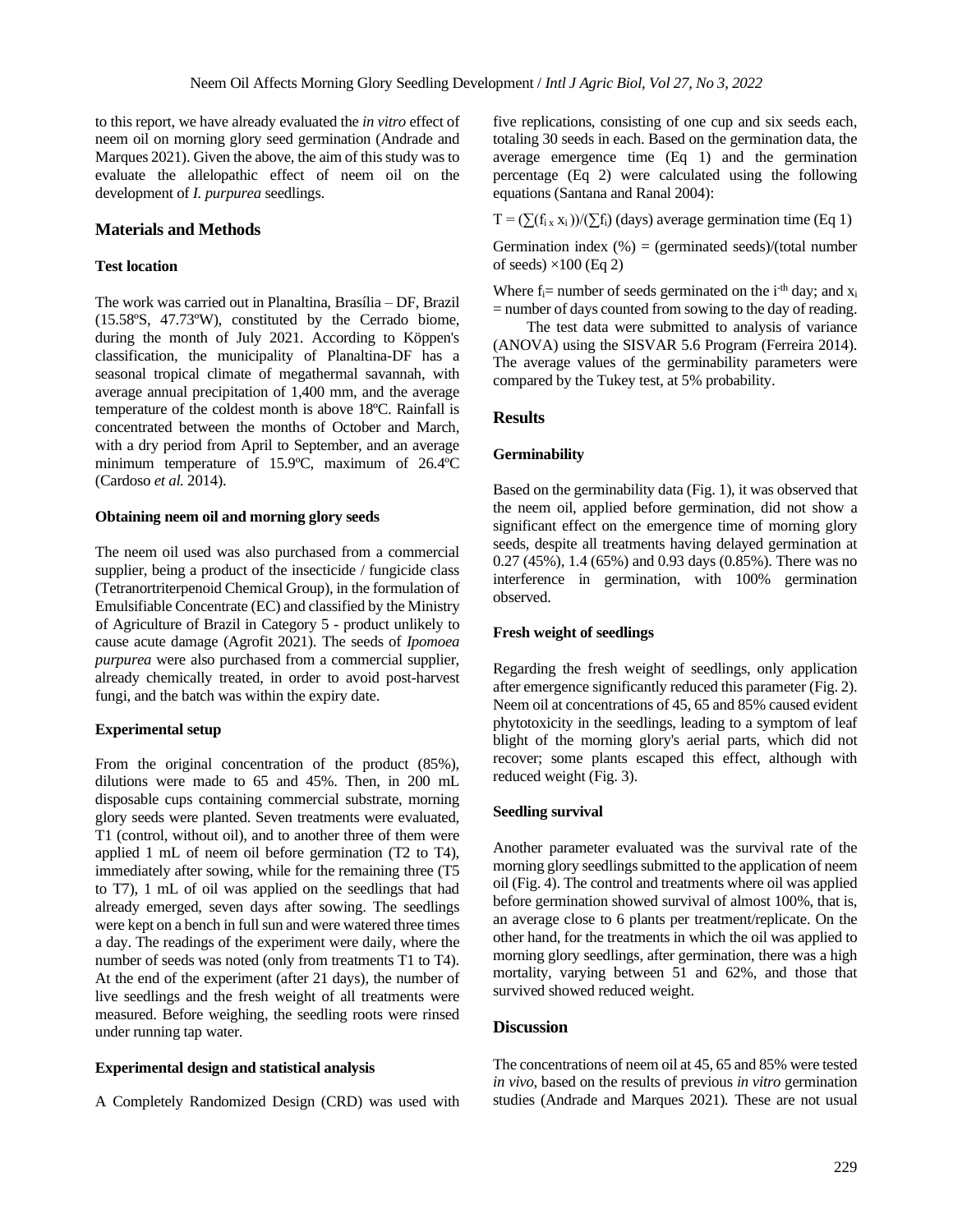to this report, we have already evaluated the *in vitro* effect of neem oil on morning glory seed germination (Andrade and Marques 2021). Given the above, the aim of this study was to evaluate the allelopathic effect of neem oil on the development of *I. purpurea* seedlings.

## Materials and Methods

### Test location

The work was carried out in Planaltina, Brasília – DF, Brazil (15.58ºS, 47.73ºW), constituted by the Cerrado biome, during the month of July 2021. According to Köppen's classification, the municipality of Planaltina-DF has a seasonal tropical climate of megathermal savannah, with average annual precipitation of 1,400 mm, and the average temperature of the coldest month is above 18ºC. Rainfall is concentrated between the months of October and March, with a dry period from April to September, and an average minimum temperature of 15.9ºC, maximum of 26.4ºC (Cardoso *et al.* 2014).

### Obtaining neem oil and morning glory seeds

The neem oil used was also purchased from a commercial supplier, being a product of the insecticide / fungicide class (Tetranortriterpenoid Chemical Group), in the formulation of Emulsifiable Concentrate (EC) and classified by the Ministry of Agriculture of Brazil in Category 5 - product unlikely to cause acute damage (Agrofit 2021). The seeds of *Ipomoea purpurea* were also purchased from a commercial supplier, already chemically treated, in order to avoid post-harvest fungi, and the batch was within the expiry date.

### Experimental setup

From the original concentration of the product (85%), dilutions were made to 65 and 45%. Then, in 200 mL disposable cups containing commercial substrate, morning glory seeds were planted. Seven treatments were evaluated, T1 (control, without oil), and to another three of them were applied 1 mL of neem oil before germination (T2 to T4), immediately after sowing, while for the remaining three (T5 to T7), 1 mL of oil was applied on the seedlings that had already emerged, seven days after sowing. The seedlings were kept on a bench in full sun and were watered three times a day. The readings of the experiment were daily, where the number of seeds was noted (only from treatments T1 to T4). At the end of the experiment (after 21 days), the number of live seedlings and the fresh weight of all treatments were measured. Before weighing, the seedling roots were rinsed under running tap water.

### Experimental design and statistical analysis

A Completely Randomized Design (CRD) was used with five replications, consisting of one cup and six seeds each, totaling 30 seeds in each. Based on the germination data, the average emergence time (Eq 1) and the germination percentage (Eq 2) were calculated using the following equations (Santana and Ranal 2004):

$T = (\sum(f_i \times x_i))/(\sum f_i)$ (days) average germination time (Eq 1)

Germination index (%) = (germinated seeds)/(total number of seeds) ×100 (Eq 2)

Where $f_i$= number of seeds germinated on the i-th day; and $x_i$ = number of days counted from sowing to the day of reading.

The test data were submitted to analysis of variance (ANOVA) using the SISVAR 5.6 Program (Ferreira 2014). The average values of the germinability parameters were compared by the Tukey test, at 5% probability.

## Results

### Germinability

Based on the germinability data (Fig. 1), it was observed that the neem oil, applied before germination, did not show a significant effect on the emergence time of morning glory seeds, despite all treatments having delayed germination at 0.27 (45%), 1.4 (65%) and 0.93 days (0.85%). There was no interference in germination, with 100% germination observed.

### Fresh weight of seedlings

Regarding the fresh weight of seedlings, only application after emergence significantly reduced this parameter (Fig. 2). Neem oil at concentrations of 45, 65 and 85% caused evident phytotoxicity in the seedlings, leading to a symptom of leaf blight of the morning glory's aerial parts, which did not recover; some plants escaped this effect, although with reduced weight (Fig. 3).

### Seedling survival

Another parameter evaluated was the survival rate of the morning glory seedlings submitted to the application of neem oil (Fig. 4). The control and treatments where oil was applied before germination showed survival of almost 100%, that is, an average close to 6 plants per treatment/replicate. On the other hand, for the treatments in which the oil was applied to morning glory seedlings, after germination, there was a high mortality, varying between 51 and 62%, and those that survived showed reduced weight.

## Discussion

The concentrations of neem oil at 45, 65 and 85% were tested *in vivo*, based on the results of previous *in vitro* germination studies (Andrade and Marques 2021). These are not usual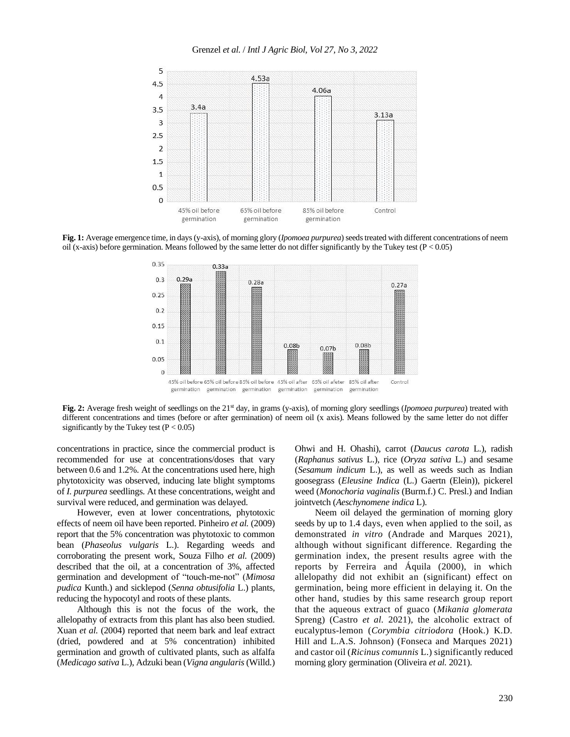Fig. 1: Average emergence time, in days (y-axis), of morning glory (*Ipomoea purpurea*) seeds treated with different concentrations of neem oil (x-axis) before germination. Means followed by the same letter do not differ significantly by the Tukey test ($P < 0.05$)

Fig. 2: Average fresh weight of seedlings on the 21st day, in grams (y-axis), of morning glory seedlings (*Ipomoea purpurea*) treated with different concentrations and times (before or after germination) of neem oil (x axis). Means followed by the same letter do not differ significantly by the Tukey test ($P < 0.05$)

concentrations in practice, since the commercial product is recommended for use at concentrations/doses that vary between 0.6 and 1.2%. At the concentrations used here, high phytotoxicity was observed, inducing late blight symptoms of *I. purpurea* seedlings. At these concentrations, weight and survival were reduced, and germination was delayed.

However, even at lower concentrations, phytotoxic effects of neem oil have been reported. Pinheiro *et al.* (2009) report that the 5% concentration was phytotoxic to common bean (*Phaseolus vulgaris* L.). Regarding weeds and corroborating the present work, Souza Filho *et al.* (2009) described that the oil, at a concentration of 3%, affected germination and development of "touch-me-not" (*Mimosa pudica* Kunth.) and sicklepod (*Senna obtusifolia* L.) plants, reducing the hypocotyl and roots of these plants.

Although this is not the focus of the work, the allelopathy of extracts from this plant has also been studied. Xuan *et al.* (2004) reported that neem bark and leaf extract (dried, powdered and at 5% concentration) inhibited germination and growth of cultivated plants, such as alfalfa (*Medicago sativa* L.), Adzuki bean (*Vigna angularis* (Willd.) Ohwi and H. Ohashi), carrot (*Daucus carota* L.), radish (*Raphanus sativus* L.), rice (*Oryza sativa* L.) and sesame (*Sesamum indicum* L.), as well as weeds such as Indian goosegrass (*Eleusine Indica* (L.) Gaertn (Elein)), pickerel weed (*Monochoria vaginalis* (Burm.f.) C. Presl.) and Indian jointvetch (*Aeschynomene indica* L).

Neem oil delayed the germination of morning glory seeds by up to 1.4 days, even when applied to the soil, as demonstrated *in vitro* (Andrade and Marques 2021), although without significant difference. Regarding the germination index, the present results agree with the reports by Ferreira and Áquila (2000), in which allelopathy did not exhibit an (significant) effect on germination, being more efficient in delaying it. On the other hand, studies by this same research group report that the aqueous extract of guaco (*Mikania glomerata* Spreng) (Castro *et al.* 2021), the alcoholic extract of eucalyptus-lemon (*Corymbia citriodora* (Hook.) K.D. Hill and L.A.S. Johnson) (Fonseca and Marques 2021) and castor oil (*Ricinus comunnis* L.) significantly reduced morning glory germination (Oliveira *et al.* 2021).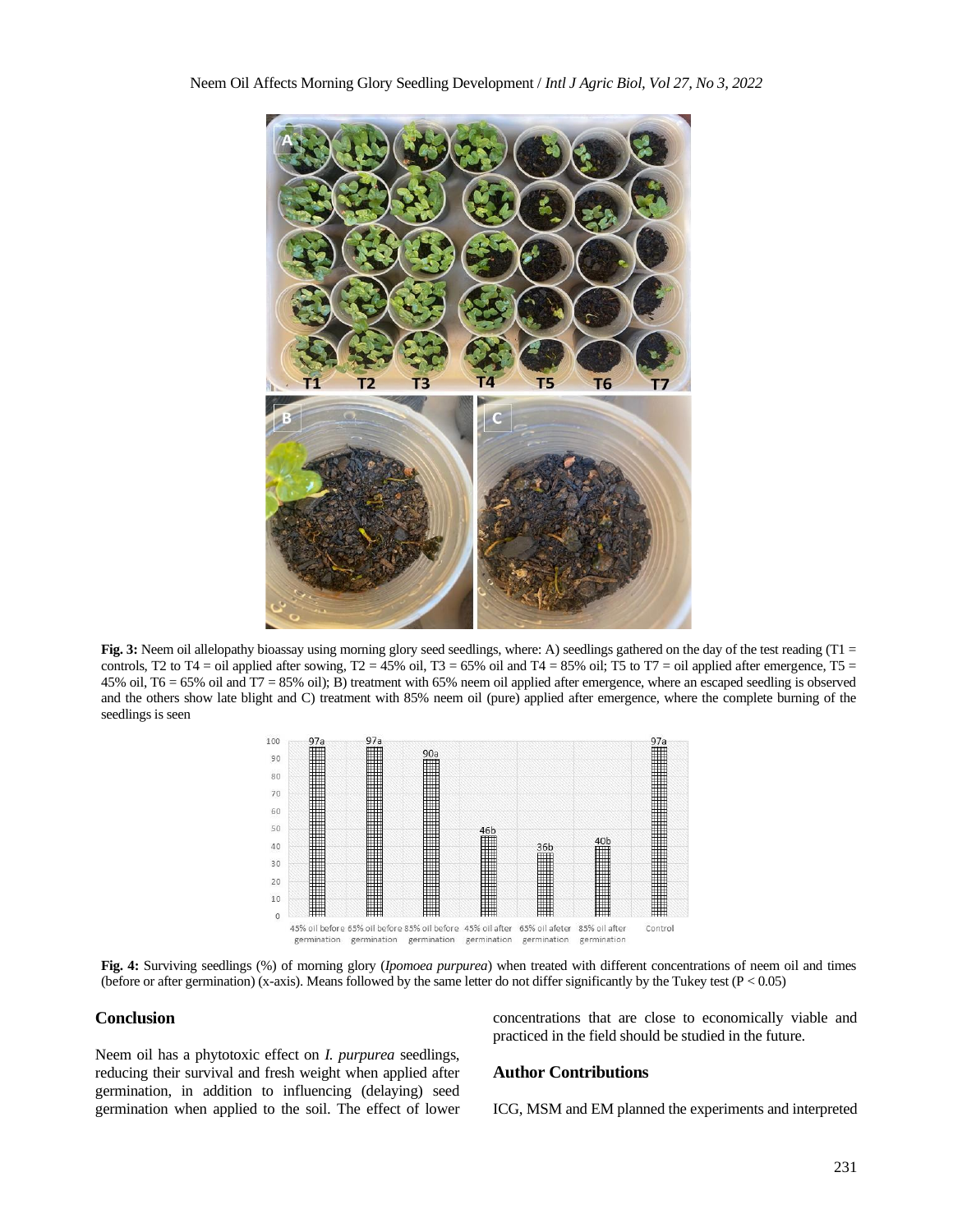**Fig. 3:** Neem oil allelopathy bioassay using morning glory seed seedlings, where: A) seedlings gathered on the day of the test reading (T1 = controls, T2 to T4 = oil applied after sowing, T2 = 45% oil, T3 = 65% oil and T4 = 85% oil; T5 to T7 = oil applied after emergence, T5 = 45% oil, T6 = 65% oil and T7 = 85% oil); B) treatment with 65% neem oil applied after emergence, where an escaped seedling is observed and the others show late blight and C) treatment with 85% neem oil (pure) applied after emergence, where the complete burning of the seedlings is seen

**Fig. 4:** Surviving seedlings (%) of morning glory (*Ipomoea purpurea*) when treated with different concentrations of neem oil and times (before or after germination) (x-axis). Means followed by the same letter do not differ significantly by the Tukey test ($P < 0.05$)

## Conclusion

Neem oil has a phytotoxic effect on *I. purpurea* seedlings, reducing their survival and fresh weight when applied after germination, in addition to influencing (delaying) seed germination when applied to the soil. The effect of lower concentrations that are close to economically viable and practiced in the field should be studied in the future.

## Author Contributions

ICG, MSM and EM planned the experiments and interpreted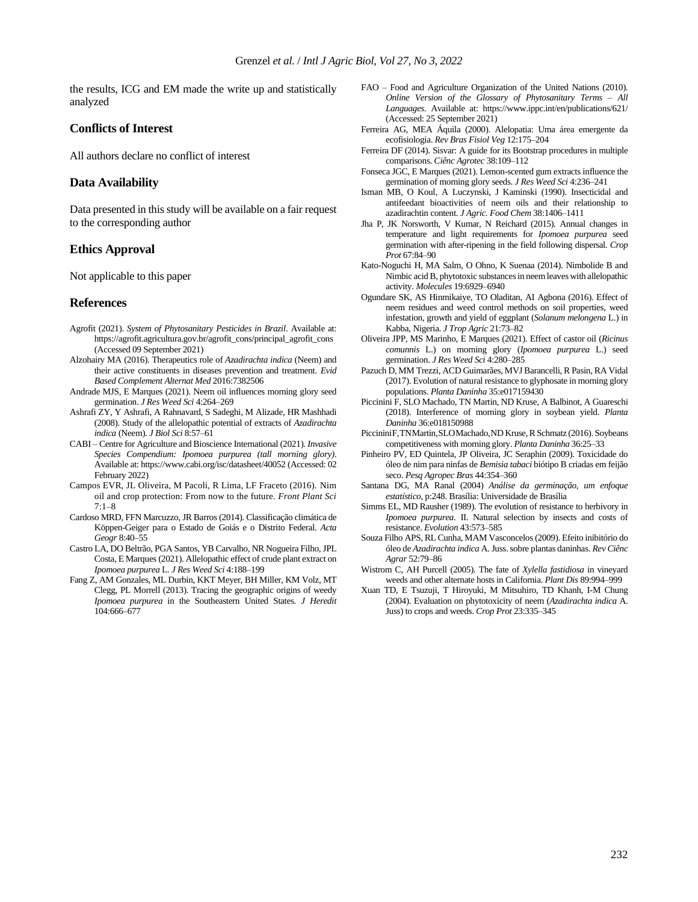the results, ICG and EM made the write up and statistically analyzed

## Conflicts of Interest

All authors declare no conflict of interest

## Data Availability

Data presented in this study will be available on a fair request to the corresponding author

## Ethics Approval

Not applicable to this paper

## References

Agrofit (2021). *System of Phytosanitary Pesticides in Brazil*. Available at: https://agrofit.agricultura.gov.br/agrofit_cons/principal_agrofit_cons (Accessed 09 September 2021)

Alzohairy MA (2016). Therapeutics role of *Azadirachta indica* (Neem) and their active constituents in diseases prevention and treatment. *Evid Based Complement Alternat Med* 2016:7382506

Andrade MJS, E Marques (2021). Neem oil influences morning glory seed germination. *J Res Weed Sci* 4:264–269

Ashrafi ZY, Y Ashrafi, A Rahnavard, S Sadeghi, M Alizade, HR Mashhadi (2008). Study of the allelopathic potential of extracts of *Azadirachta indica* (Neem). *J Biol Sci* 8:57–61

CABI – Centre for Agriculture and Bioscience International (2021). *Invasive Species Compendium: Ipomoea purpurea (tall morning glory)*. Available at: https://www.cabi.org/isc/datasheet/40052 (Accessed: 02 February 2022)

Campos EVR, JL Oliveira, M Pacoli, R Lima, LF Fraceto (2016). Nim oil and crop protection: From now to the future. *Front Plant Sci* 7:1–8

Cardoso MRD, FFN Marcuzzo, JR Barros (2014). Classificação climática de Köppen-Geiger para o Estado de Goiás e o Distrito Federal. *Acta Geogr* 8:40–55

Castro LA, DO Beltrão, PGA Santos, YB Carvalho, NR Nogueira Filho, JPL Costa, E Marques (2021). Allelopathic effect of crude plant extract on *Ipomoea purpurea* L. *J Res Weed Sci* 4:188–199

Fang Z, AM Gonzales, ML Durbin, KKT Meyer, BH Miller, KM Volz, MT Clegg, PL Morrell (2013). Tracing the geographic origins of weedy *Ipomoea purpurea* in the Southeastern United States. *J Heredit* 104:666–677

FAO – Food and Agriculture Organization of the United Nations (2010). *Online Version of the Glossary of Phytosanitary Terms – All Languages*. Available at: https://www.ippc.int/en/publications/621/ (Accessed: 25 September 2021)

Ferreira AG, MEA Áquila (2000). Alelopatia: Uma área emergente da ecofisiologia. *Rev Bras Fisiol Veg* 12:175–204

Ferreira DF (2014). Sisvar: A guide for its Bootstrap procedures in multiple comparisons. *Ciênc Agrotec* 38:109–112

Fonseca JGC, E Marques (2021). Lemon-scented gum extracts influence the germination of morning glory seeds. *J Res Weed Sci* 4:236–241

Isman MB, O Koul, A Luczynski, J Kaminski (1990). Insecticidal and antifeedant bioactivities of neem oils and their relationship to azadirachtin content. *J Agric. Food Chem* 38:1406–1411

Jha P, JK Norsworth, V Kumar, N Reichard (2015). Annual changes in temperature and light requirements for *Ipomoea purpurea* seed germination with after-ripening in the field following dispersal. *Crop Prot* 67:84–90

Kato-Noguchi H, MA Salm, O Ohno, K Suenaa (2014). Nimbolide B and Nimbic acid B, phytotoxic substances in neem leaves with allelopathic activity. *Molecules* 19:6929–6940

Ogundare SK, AS Hinmikaiye, TO Oladitan, AI Agbona (2016). Effect of neem residues and weed control methods on soil properties, weed infestation, growth and yield of eggplant (*Solanum melongena* L.) in Kabba, Nigeria. *J Trop Agric* 21:73–82

Oliveira JPP, MS Marinho, E Marques (2021). Effect of castor oil (*Ricinus comunnis* L.) on morning glory (*Ipomoea purpurea* L.) seed germination. *J Res Weed Sci* 4:280–285

Pazuch D, MM Trezzi, ACD Guimarães, MVJ Barancelli, R Pasin, RA Vidal (2017). Evolution of natural resistance to glyphosate in morning glory populations. *Planta Daninha* 35:e017159430

Piccinini F, SLO Machado, TN Martin, ND Kruse, A Balbinot, A Guareschi (2018). Interference of morning glory in soybean yield. *Planta Daninha* 36:e018150988

Piccinini F, TN Martin, SLO Machado, ND Kruse, R Schmatz (2016). Soybeans competitiveness with morning glory. *Planta Daninha* 36:25–33

Pinheiro PV, ED Quintela, JP Oliveira, JC Seraphin (2009). Toxicidade do óleo de nim para ninfas de *Bemisia tabaci* biótipo B criadas em feijão seco. *Pesq Agropec Bras* 44:354–360

Santana DG, MA Ranal (2004) *Análise da germinação, um enfoque estatístico*, p:248. Brasília: Universidade de Brasília

Simms EL, MD Rausher (1989). The evolution of resistance to herbivory in *Ipomoea purpurea*. II. Natural selection by insects and costs of resistance. *Evolution* 43:573–585

Souza Filho APS, RL Cunha, MAM Vasconcelos (2009). Efeito inibitório do óleo de *Azadirachta indica* A. Juss. sobre plantas daninhas. *Rev Ciênc Agrar* 52:79–86

Wistrom C, AH Purcell (2005). The fate of *Xylella fastidiosa* in vineyard weeds and other alternate hosts in California. *Plant Dis* 89:994–999

Xuan TD, E Tsuzuji, T Hiroyuki, M Mitsuhiro, TD Khanh, I-M Chung (2004). Evaluation on phytotoxicity of neem (*Azadirachta indica* A. Juss) to crops and weeds. *Crop Prot* 23:335–345